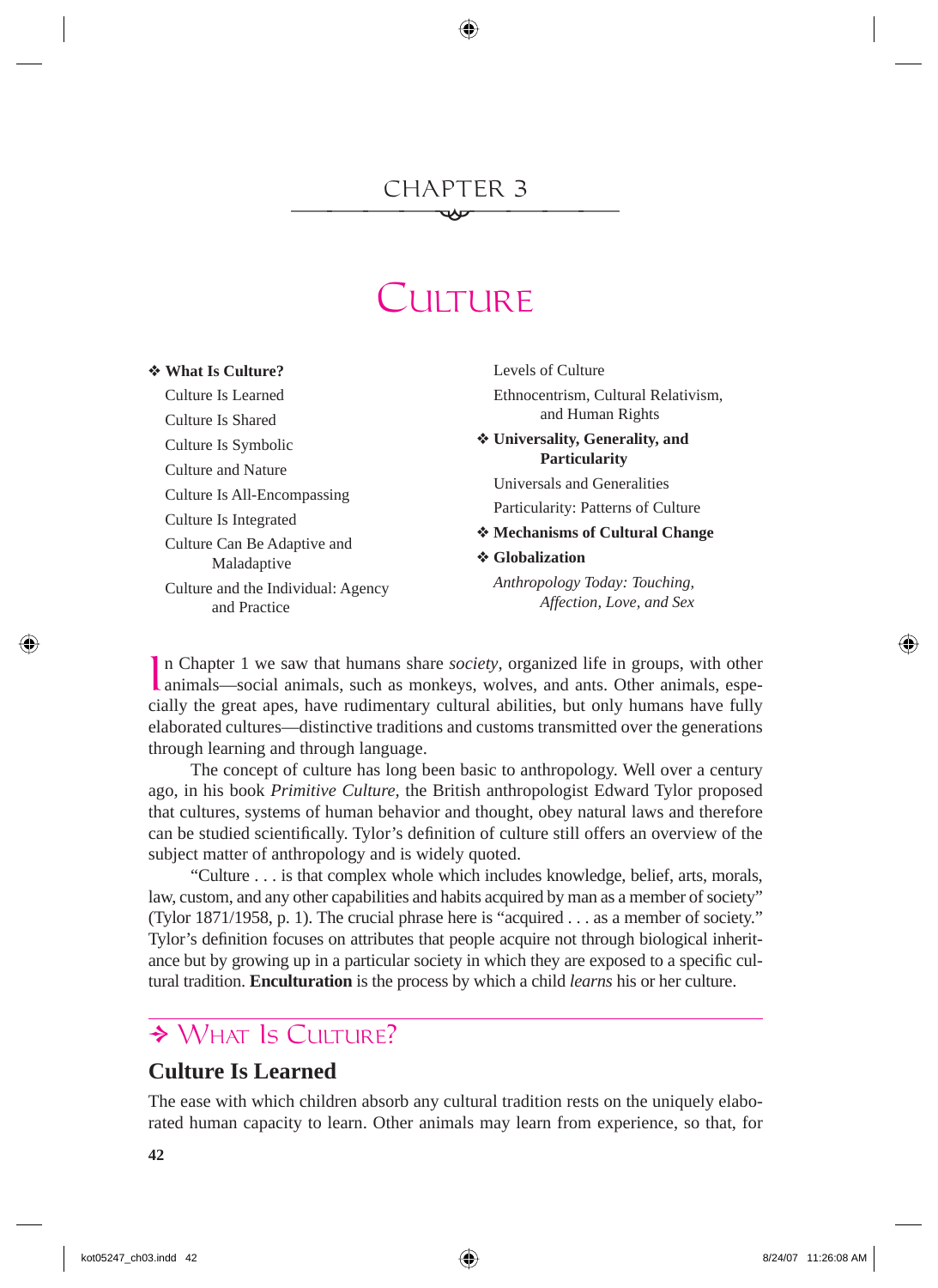# CHAPTER 3

# CULTURE

- **What Is Culture?**
  - Culture Is Learned
  - Culture Is Shared
  - Culture Is Symbolic
  - Culture and Nature
  - Culture Is All-Encompassing
  - Culture Is Integrated
  - Culture Can Be Adaptive and Maladaptive
  - Culture and the Individual: Agency and Practice
  - Levels of Culture
  - Ethnocentrism, Cultural Relativism, and Human Rights
- **Universality, Generality, and Particularity**
  - Universals and Generalities
  - Particularity: Patterns of Culture
- **Mechanisms of Cultural Change**
- **Globalization**
  - *Anthropology Today: Touching, Affection, Love, and Sex*

In Chapter 1 we saw that humans share *society*, organized life in groups, with other animals—social animals, such as monkeys, wolves, and ants. Other animals, especially the great apes, have rudimentary cultural abilities, but only humans have fully elaborated cultures—distinctive traditions and customs transmitted over the generations through learning and through language.

The concept of culture has long been basic to anthropology. Well over a century ago, in his book *Primitive Culture*, the British anthropologist Edward Tylor proposed that cultures, systems of human behavior and thought, obey natural laws and therefore can be studied scientifically. Tylor's definition of culture still offers an overview of the subject matter of anthropology and is widely quoted.

"Culture . . . is that complex whole which includes knowledge, belief, arts, morals, law, custom, and any other capabilities and habits acquired by man as a member of society" (Tylor 1871/1958, p. 1). The crucial phrase here is "acquired . . . as a member of society." Tylor's definition focuses on attributes that people acquire not through biological inheritance but by growing up in a particular society in which they are exposed to a specific cultural tradition. **Enculturation** is the process by which a child *learns* his or her culture.

## WHAT IS CULTURE?

### Culture Is Learned

The ease with which children absorb any cultural tradition rests on the uniquely elaborated human capacity to learn. Other animals may learn from experience, so that, for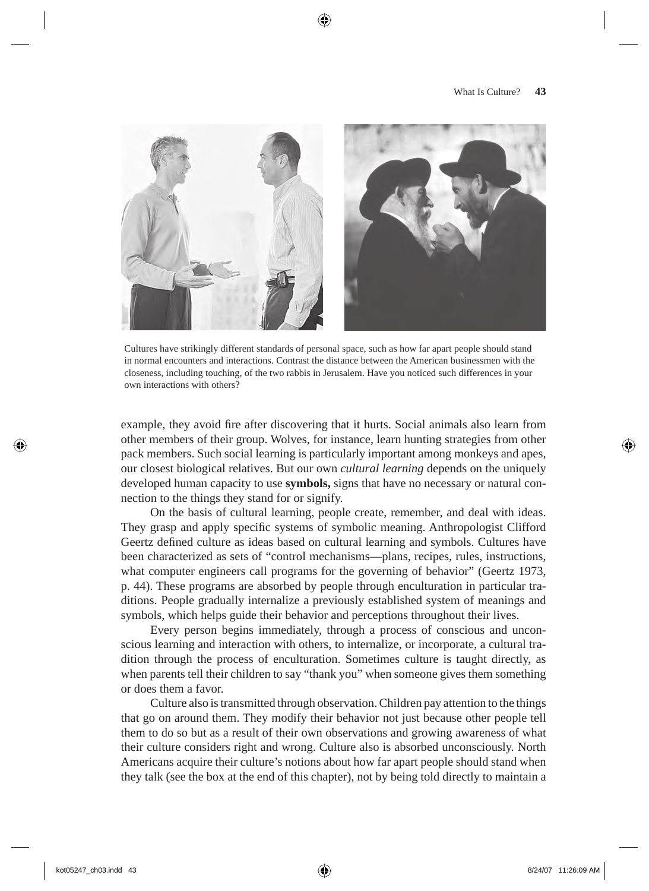Cultures have strikingly different standards of personal space, such as how far apart people should stand in normal encounters and interactions. Contrast the distance between the American businessmen with the closeness, including touching, of the two rabbis in Jerusalem. Have you noticed such differences in your own interactions with others?

example, they avoid fire after discovering that it hurts. Social animals also learn from other members of their group. Wolves, for instance, learn hunting strategies from other pack members. Such social learning is particularly important among monkeys and apes, our closest biological relatives. But our own *cultural learning* depends on the uniquely developed human capacity to use **symbols,** signs that have no necessary or natural connection to the things they stand for or signify.

On the basis of cultural learning, people create, remember, and deal with ideas. They grasp and apply specific systems of symbolic meaning. Anthropologist Clifford Geertz defined culture as ideas based on cultural learning and symbols. Cultures have been characterized as sets of "control mechanisms—plans, recipes, rules, instructions, what computer engineers call programs for the governing of behavior" (Geertz 1973, p. 44). These programs are absorbed by people through enculturation in particular traditions. People gradually internalize a previously established system of meanings and symbols, which helps guide their behavior and perceptions throughout their lives.

Every person begins immediately, through a process of conscious and unconscious learning and interaction with others, to internalize, or incorporate, a cultural tradition through the process of enculturation. Sometimes culture is taught directly, as when parents tell their children to say "thank you" when someone gives them something or does them a favor.

Culture also is transmitted through observation. Children pay attention to the things that go on around them. They modify their behavior not just because other people tell them to do so but as a result of their own observations and growing awareness of what their culture considers right and wrong. Culture also is absorbed unconsciously. North Americans acquire their culture's notions about how far apart people should stand when they talk (see the box at the end of this chapter), not by being told directly to maintain a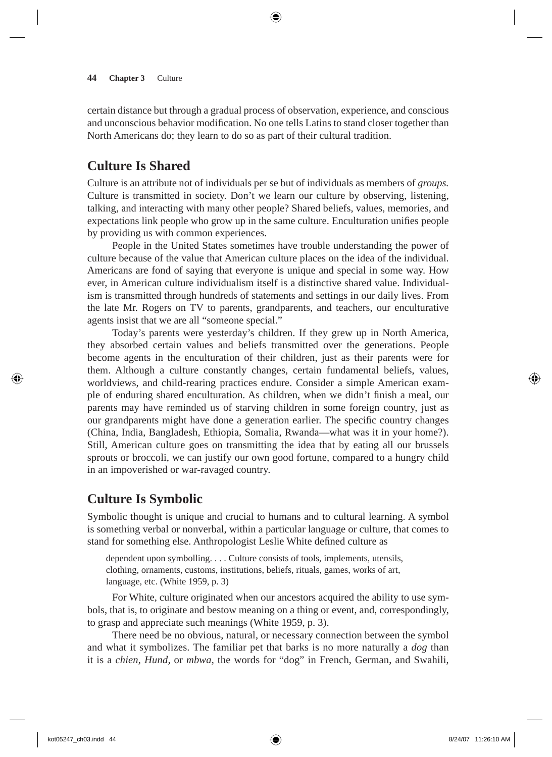certain distance but through a gradual process of observation, experience, and conscious and unconscious behavior modification. No one tells Latins to stand closer together than North Americans do; they learn to do so as part of their cultural tradition.

## Culture Is Shared

Culture is an attribute not of individuals per se but of individuals as members of *groups.* Culture is transmitted in society. Don't we learn our culture by observing, listening, talking, and interacting with many other people? Shared beliefs, values, memories, and expectations link people who grow up in the same culture. Enculturation unifies people by providing us with common experiences.

People in the United States sometimes have trouble understanding the power of culture because of the value that American culture places on the idea of the individual. Americans are fond of saying that everyone is unique and special in some way. However, in American culture individualism itself is a distinctive shared value. Individualism is transmitted through hundreds of statements and settings in our daily lives. From the late Mr. Rogers on TV to parents, grandparents, and teachers, our enculturative agents insist that we are all "someone special."

Today's parents were yesterday's children. If they grew up in North America, they absorbed certain values and beliefs transmitted over the generations. People become agents in the enculturation of their children, just as their parents were for them. Although a culture constantly changes, certain fundamental beliefs, values, worldviews, and child-rearing practices endure. Consider a simple American example of enduring shared enculturation. As children, when we didn't finish a meal, our parents may have reminded us of starving children in some foreign country, just as our grandparents might have done a generation earlier. The specific country changes (China, India, Bangladesh, Ethiopia, Somalia, Rwanda—what was it in your home?). Still, American culture goes on transmitting the idea that by eating all our brussels sprouts or broccoli, we can justify our own good fortune, compared to a hungry child in an impoverished or war-ravaged country.

## Culture Is Symbolic

Symbolic thought is unique and crucial to humans and to cultural learning. A symbol is something verbal or nonverbal, within a particular language or culture, that comes to stand for something else. Anthropologist Leslie White defined culture as

> dependent upon symbolling. . . . Culture consists of tools, implements, utensils, clothing, ornaments, customs, institutions, beliefs, rituals, games, works of art, language, etc. (White 1959, p. 3)

For White, culture originated when our ancestors acquired the ability to use symbols, that is, to originate and bestow meaning on a thing or event, and, correspondingly, to grasp and appreciate such meanings (White 1959, p. 3).

There need be no obvious, natural, or necessary connection between the symbol and what it symbolizes. The familiar pet that barks is no more naturally a *dog* than it is a *chien, Hund,* or *mbwa,* the words for "dog" in French, German, and Swahili,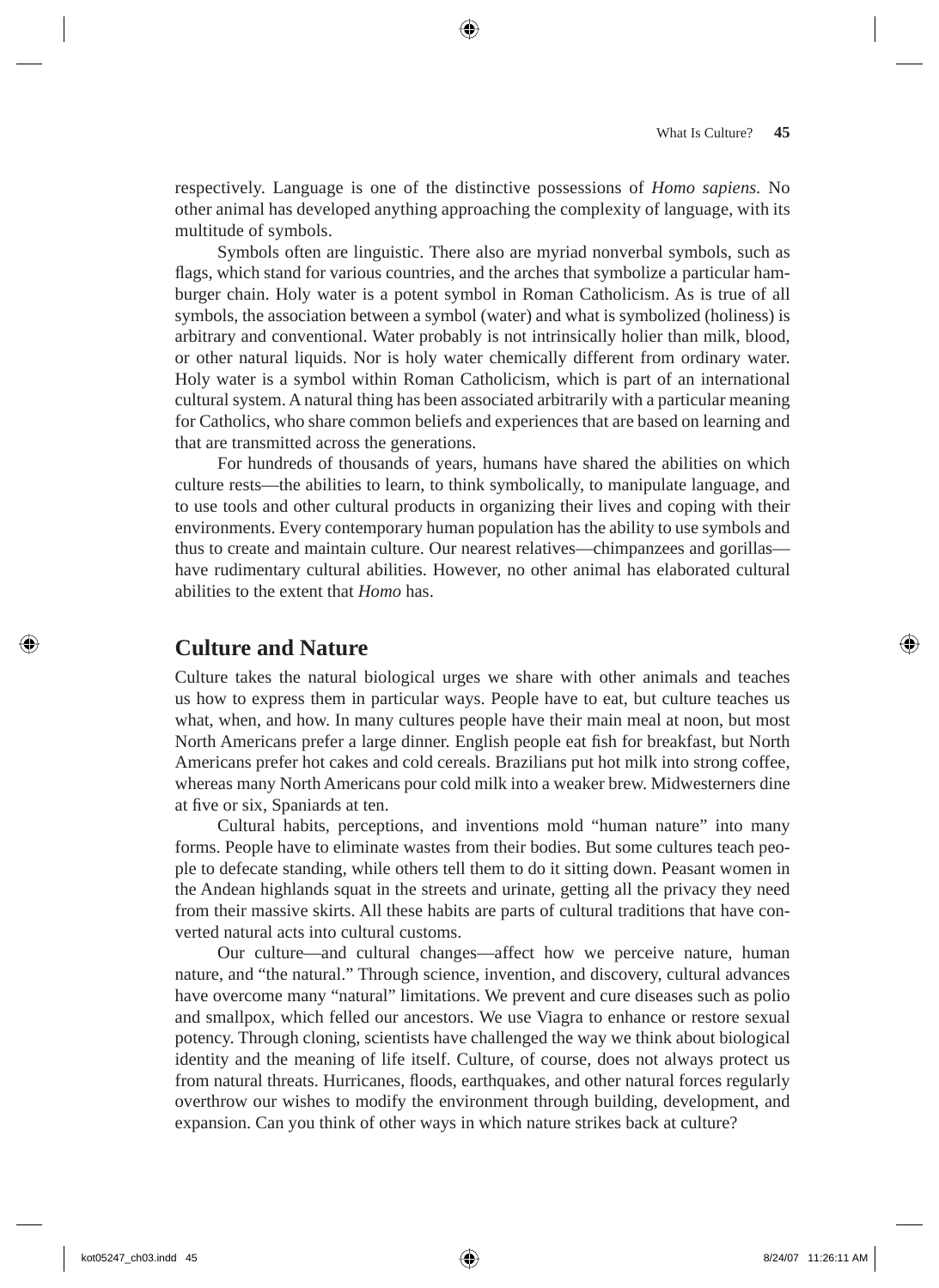respectively. Language is one of the distinctive possessions of *Homo sapiens.* No other animal has developed anything approaching the complexity of language, with its multitude of symbols.

Symbols often are linguistic. There also are myriad nonverbal symbols, such as flags, which stand for various countries, and the arches that symbolize a particular hamburger chain. Holy water is a potent symbol in Roman Catholicism. As is true of all symbols, the association between a symbol (water) and what is symbolized (holiness) is arbitrary and conventional. Water probably is not intrinsically holier than milk, blood, or other natural liquids. Nor is holy water chemically different from ordinary water. Holy water is a symbol within Roman Catholicism, which is part of an international cultural system. A natural thing has been associated arbitrarily with a particular meaning for Catholics, who share common beliefs and experiences that are based on learning and that are transmitted across the generations.

For hundreds of thousands of years, humans have shared the abilities on which culture rests—the abilities to learn, to think symbolically, to manipulate language, and to use tools and other cultural products in organizing their lives and coping with their environments. Every contemporary human population has the ability to use symbols and thus to create and maintain culture. Our nearest relatives—chimpanzees and gorillas—have rudimentary cultural abilities. However, no other animal has elaborated cultural abilities to the extent that *Homo* has.

## Culture and Nature

Culture takes the natural biological urges we share with other animals and teaches us how to express them in particular ways. People have to eat, but culture teaches us what, when, and how. In many cultures people have their main meal at noon, but most North Americans prefer a large dinner. English people eat fish for breakfast, but North Americans prefer hot cakes and cold cereals. Brazilians put hot milk into strong coffee, whereas many North Americans pour cold milk into a weaker brew. Midwesterners dine at five or six, Spaniards at ten.

Cultural habits, perceptions, and inventions mold "human nature" into many forms. People have to eliminate wastes from their bodies. But some cultures teach people to defecate standing, while others tell them to do it sitting down. Peasant women in the Andean highlands squat in the streets and urinate, getting all the privacy they need from their massive skirts. All these habits are parts of cultural traditions that have converted natural acts into cultural customs.

Our culture—and cultural changes—affect how we perceive nature, human nature, and "the natural." Through science, invention, and discovery, cultural advances have overcome many "natural" limitations. We prevent and cure diseases such as polio and smallpox, which felled our ancestors. We use Viagra to enhance or restore sexual potency. Through cloning, scientists have challenged the way we think about biological identity and the meaning of life itself. Culture, of course, does not always protect us from natural threats. Hurricanes, floods, earthquakes, and other natural forces regularly overthrow our wishes to modify the environment through building, development, and expansion. Can you think of other ways in which nature strikes back at culture?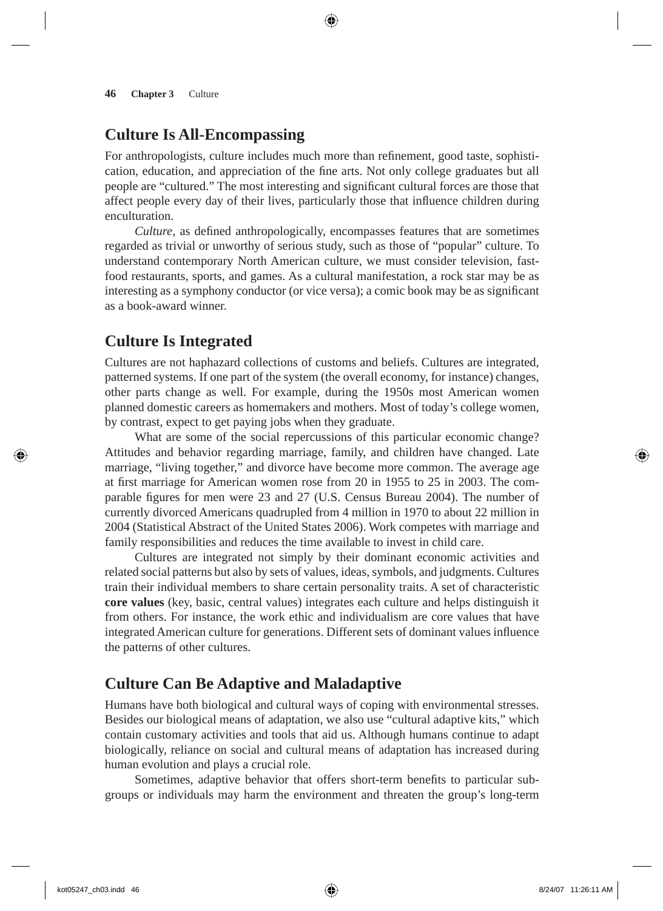## Culture Is All-Encompassing

For anthropologists, culture includes much more than refinement, good taste, sophistication, education, and appreciation of the fine arts. Not only college graduates but all people are "cultured." The most interesting and significant cultural forces are those that affect people every day of their lives, particularly those that influence children during enculturation.

*Culture*, as defined anthropologically, encompasses features that are sometimes regarded as trivial or unworthy of serious study, such as those of "popular" culture. To understand contemporary North American culture, we must consider television, fast-food restaurants, sports, and games. As a cultural manifestation, a rock star may be as interesting as a symphony conductor (or vice versa); a comic book may be as significant as a book-award winner.

## Culture Is Integrated

Cultures are not haphazard collections of customs and beliefs. Cultures are integrated, patterned systems. If one part of the system (the overall economy, for instance) changes, other parts change as well. For example, during the 1950s most American women planned domestic careers as homemakers and mothers. Most of today's college women, by contrast, expect to get paying jobs when they graduate.

What are some of the social repercussions of this particular economic change? Attitudes and behavior regarding marriage, family, and children have changed. Late marriage, "living together," and divorce have become more common. The average age at first marriage for American women rose from 20 in 1955 to 25 in 2003. The comparable figures for men were 23 and 27 (U.S. Census Bureau 2004). The number of currently divorced Americans quadrupled from 4 million in 1970 to about 22 million in 2004 (Statistical Abstract of the United States 2006). Work competes with marriage and family responsibilities and reduces the time available to invest in child care.

Cultures are integrated not simply by their dominant economic activities and related social patterns but also by sets of values, ideas, symbols, and judgments. Cultures train their individual members to share certain personality traits. A set of characteristic **core values** (key, basic, central values) integrates each culture and helps distinguish it from others. For instance, the work ethic and individualism are core values that have integrated American culture for generations. Different sets of dominant values influence the patterns of other cultures.

## Culture Can Be Adaptive and Maladaptive

Humans have both biological and cultural ways of coping with environmental stresses. Besides our biological means of adaptation, we also use "cultural adaptive kits," which contain customary activities and tools that aid us. Although humans continue to adapt biologically, reliance on social and cultural means of adaptation has increased during human evolution and plays a crucial role.

Sometimes, adaptive behavior that offers short-term benefits to particular subgroups or individuals may harm the environment and threaten the group's long-term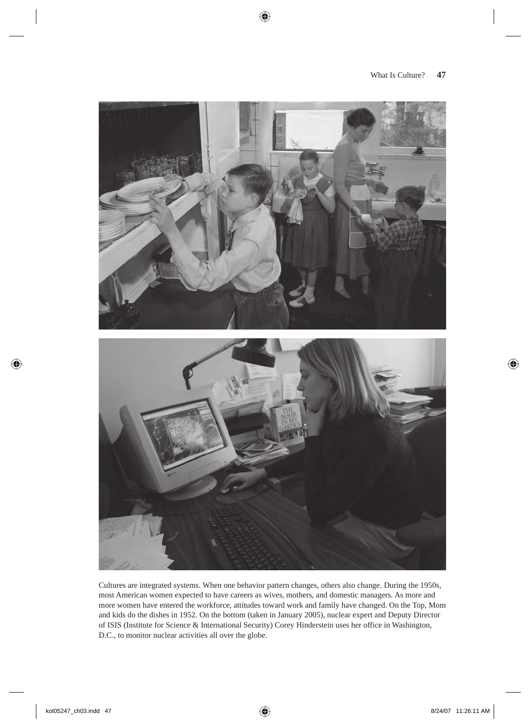Cultures are integrated systems. When one behavior pattern changes, others also change. During the 1950s, most American women expected to have careers as wives, mothers, and domestic managers. As more and more women have entered the workforce, attitudes toward work and family have changed. On the Top, Mom and kids do the dishes in 1952. On the bottom (taken in January 2005), nuclear expert and Deputy Director of ISIS (Institute for Science & International Security) Corey Hinderstein uses her office in Washington, D.C., to monitor nuclear activities all over the globe.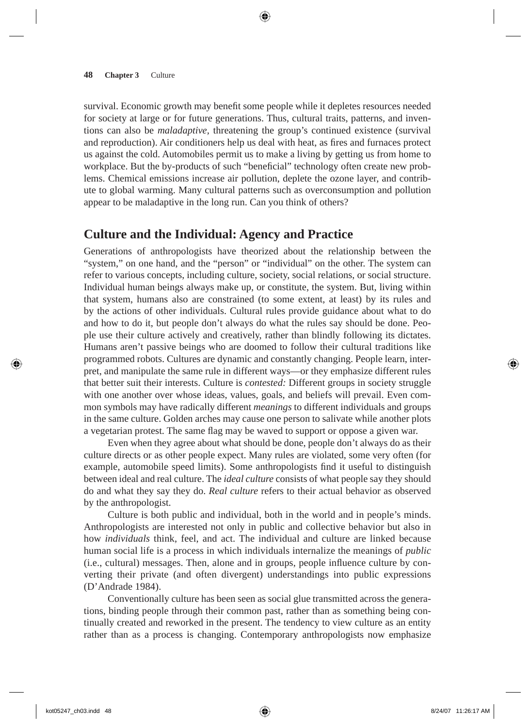survival. Economic growth may benefit some people while it depletes resources needed for society at large or for future generations. Thus, cultural traits, patterns, and inventions can also be *maladaptive*, threatening the group's continued existence (survival and reproduction). Air conditioners help us deal with heat, as fires and furnaces protect us against the cold. Automobiles permit us to make a living by getting us from home to workplace. But the by-products of such "beneficial" technology often create new problems. Chemical emissions increase air pollution, deplete the ozone layer, and contribute to global warming. Many cultural patterns such as overconsumption and pollution appear to be maladaptive in the long run. Can you think of others?

## Culture and the Individual: Agency and Practice

Generations of anthropologists have theorized about the relationship between the "system," on one hand, and the "person" or "individual" on the other. The system can refer to various concepts, including culture, society, social relations, or social structure. Individual human beings always make up, or constitute, the system. But, living within that system, humans also are constrained (to some extent, at least) by its rules and by the actions of other individuals. Cultural rules provide guidance about what to do and how to do it, but people don't always do what the rules say should be done. People use their culture actively and creatively, rather than blindly following its dictates. Humans aren't passive beings who are doomed to follow their cultural traditions like programmed robots. Cultures are dynamic and constantly changing. People learn, interpret, and manipulate the same rule in different ways—or they emphasize different rules that better suit their interests. Culture is *contested:* Different groups in society struggle with one another over whose ideas, values, goals, and beliefs will prevail. Even common symbols may have radically different *meanings* to different individuals and groups in the same culture. Golden arches may cause one person to salivate while another plots a vegetarian protest. The same flag may be waved to support or oppose a given war.

Even when they agree about what should be done, people don't always do as their culture directs or as other people expect. Many rules are violated, some very often (for example, automobile speed limits). Some anthropologists find it useful to distinguish between ideal and real culture. The *ideal culture* consists of what people say they should do and what they say they do. *Real culture* refers to their actual behavior as observed by the anthropologist.

Culture is both public and individual, both in the world and in people's minds. Anthropologists are interested not only in public and collective behavior but also in how *individuals* think, feel, and act. The individual and culture are linked because human social life is a process in which individuals internalize the meanings of *public* (i.e., cultural) messages. Then, alone and in groups, people influence culture by converting their private (and often divergent) understandings into public expressions (D'Andrade 1984).

Conventionally culture has been seen as social glue transmitted across the generations, binding people through their common past, rather than as something being continually created and reworked in the present. The tendency to view culture as an entity rather than as a process is changing. Contemporary anthropologists now emphasize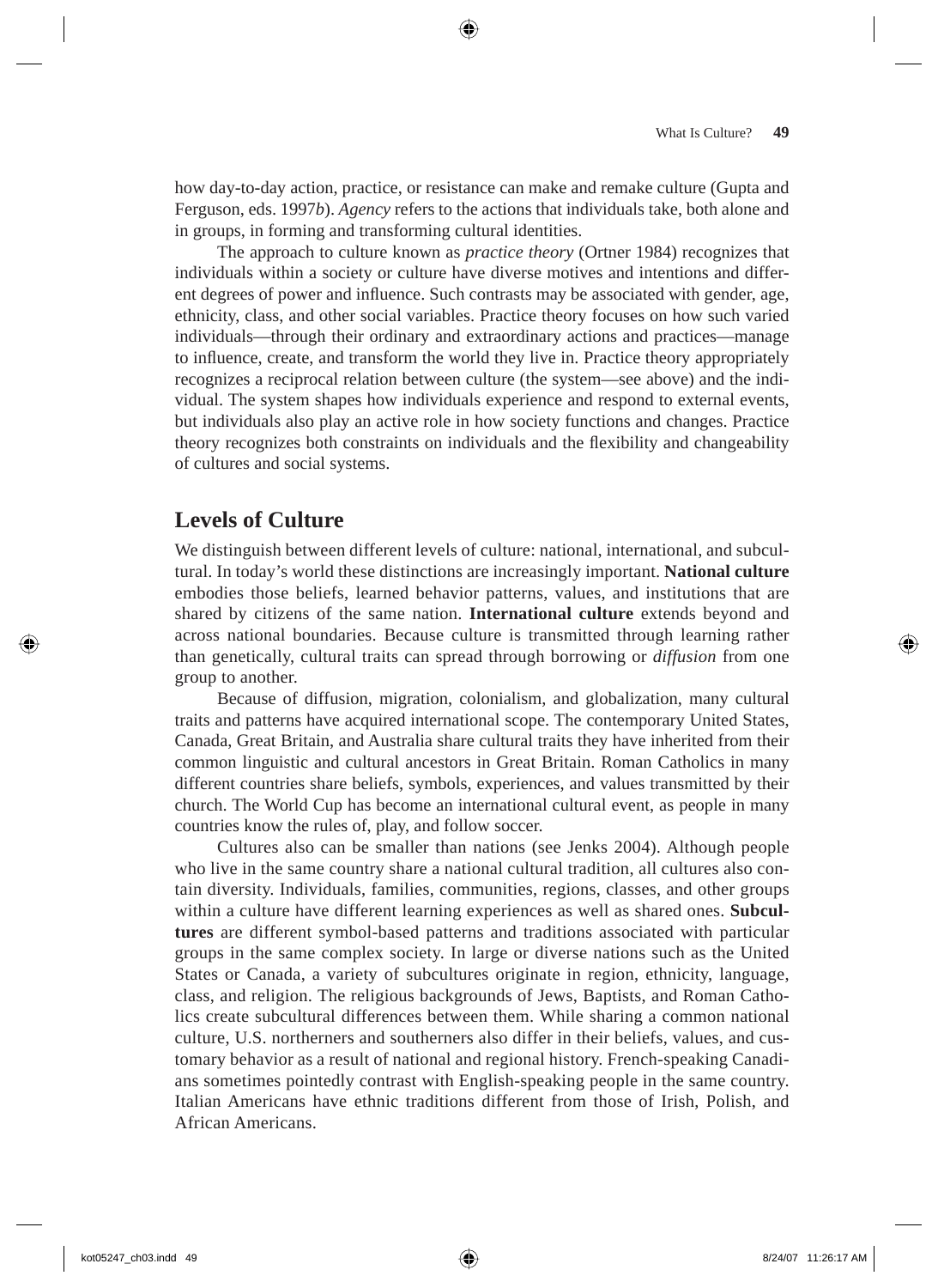how day-to-day action, practice, or resistance can make and remake culture (Gupta and Ferguson, eds. 1997*b*). *Agency* refers to the actions that individuals take, both alone and in groups, in forming and transforming cultural identities.

The approach to culture known as *practice theory* (Ortner 1984) recognizes that individuals within a society or culture have diverse motives and intentions and different degrees of power and influence. Such contrasts may be associated with gender, age, ethnicity, class, and other social variables. Practice theory focuses on how such varied individuals—through their ordinary and extraordinary actions and practices—manage to influence, create, and transform the world they live in. Practice theory appropriately recognizes a reciprocal relation between culture (the system—see above) and the individual. The system shapes how individuals experience and respond to external events, but individuals also play an active role in how society functions and changes. Practice theory recognizes both constraints on individuals and the flexibility and changeability of cultures and social systems.

## Levels of Culture

We distinguish between different levels of culture: national, international, and subcultural. In today's world these distinctions are increasingly important. **National culture** embodies those beliefs, learned behavior patterns, values, and institutions that are shared by citizens of the same nation. **International culture** extends beyond and across national boundaries. Because culture is transmitted through learning rather than genetically, cultural traits can spread through borrowing or *diffusion* from one group to another.

Because of diffusion, migration, colonialism, and globalization, many cultural traits and patterns have acquired international scope. The contemporary United States, Canada, Great Britain, and Australia share cultural traits they have inherited from their common linguistic and cultural ancestors in Great Britain. Roman Catholics in many different countries share beliefs, symbols, experiences, and values transmitted by their church. The World Cup has become an international cultural event, as people in many countries know the rules of, play, and follow soccer.

Cultures also can be smaller than nations (see Jenks 2004). Although people who live in the same country share a national cultural tradition, all cultures also contain diversity. Individuals, families, communities, regions, classes, and other groups within a culture have different learning experiences as well as shared ones. **Subcultures** are different symbol-based patterns and traditions associated with particular groups in the same complex society. In large or diverse nations such as the United States or Canada, a variety of subcultures originate in region, ethnicity, language, class, and religion. The religious backgrounds of Jews, Baptists, and Roman Catholics create subcultural differences between them. While sharing a common national culture, U.S. northerners and southerners also differ in their beliefs, values, and customary behavior as a result of national and regional history. French-speaking Canadians sometimes pointedly contrast with English-speaking people in the same country. Italian Americans have ethnic traditions different from those of Irish, Polish, and African Americans.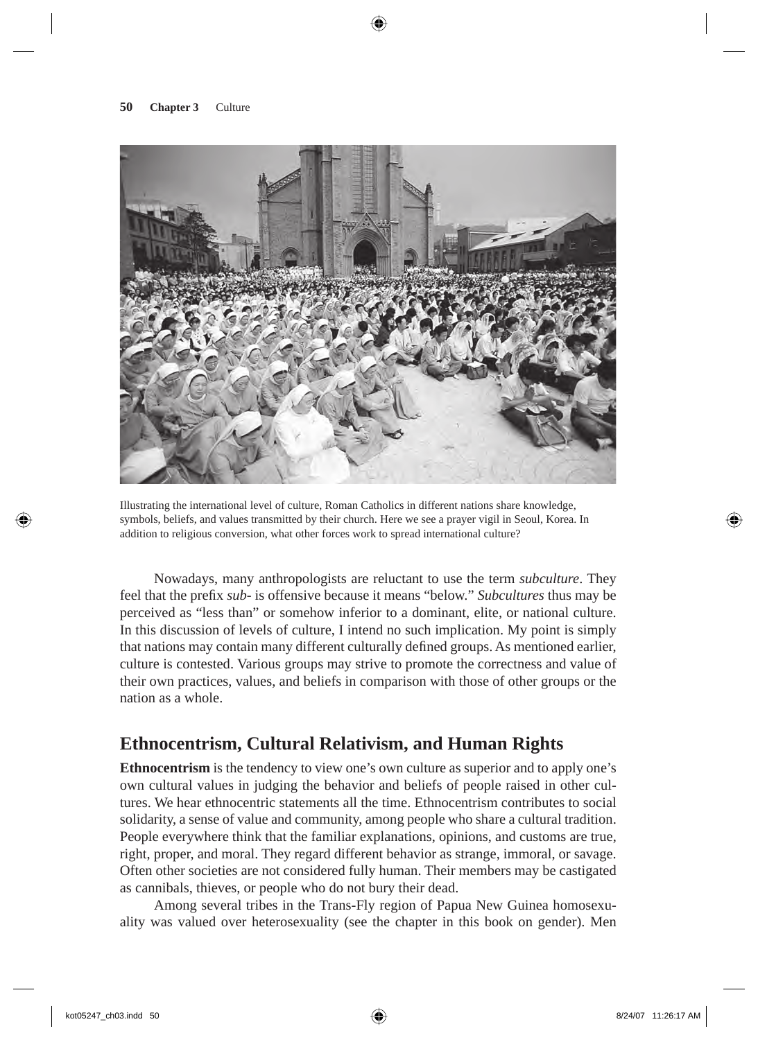Illustrating the international level of culture, Roman Catholics in different nations share knowledge, symbols, beliefs, and values transmitted by their church. Here we see a prayer vigil in Seoul, Korea. In addition to religious conversion, what other forces work to spread international culture?

Nowadays, many anthropologists are reluctant to use the term *subculture*. They feel that the prefix *sub-* is offensive because it means "below." *Subcultures* thus may be perceived as "less than" or somehow inferior to a dominant, elite, or national culture. In this discussion of levels of culture, I intend no such implication. My point is simply that nations may contain many different culturally defined groups. As mentioned earlier, culture is contested. Various groups may strive to promote the correctness and value of their own practices, values, and beliefs in comparison with those of other groups or the nation as a whole.

## Ethnocentrism, Cultural Relativism, and Human Rights

**Ethnocentrism** is the tendency to view one's own culture as superior and to apply one's own cultural values in judging the behavior and beliefs of people raised in other cultures. We hear ethnocentric statements all the time. Ethnocentrism contributes to social solidarity, a sense of value and community, among people who share a cultural tradition. People everywhere think that the familiar explanations, opinions, and customs are true, right, proper, and moral. They regard different behavior as strange, immoral, or savage. Often other societies are not considered fully human. Their members may be castigated as cannibals, thieves, or people who do not bury their dead.

Among several tribes in the Trans-Fly region of Papua New Guinea homosexuality was valued over heterosexuality (see the chapter in this book on gender). Men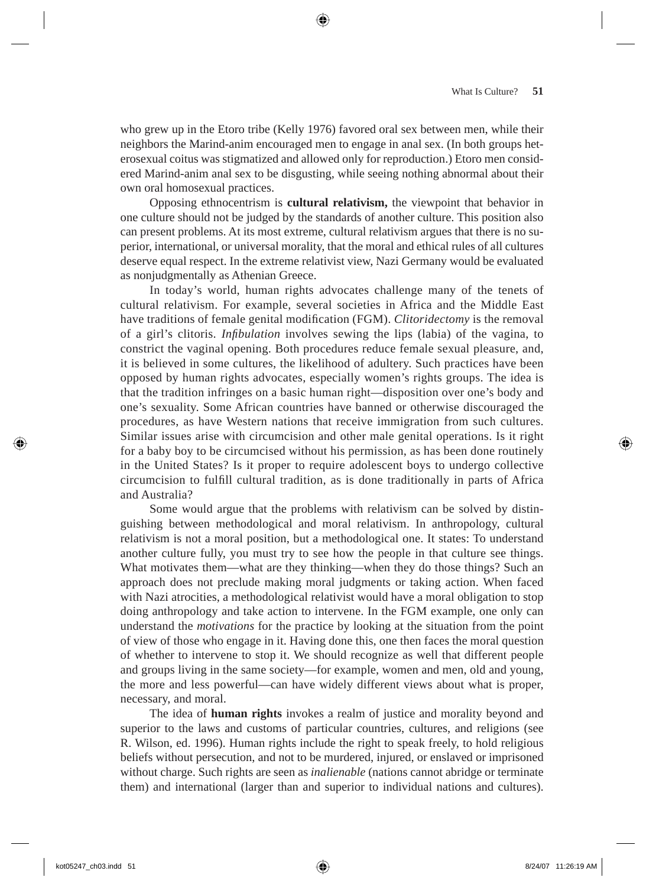who grew up in the Etoro tribe (Kelly 1976) favored oral sex between men, while their neighbors the Marind-anim encouraged men to engage in anal sex. (In both groups heterosexual coitus was stigmatized and allowed only for reproduction.) Etoro men considered Marind-anim anal sex to be disgusting, while seeing nothing abnormal about their own oral homosexual practices.

Opposing ethnocentrism is **cultural relativism,** the viewpoint that behavior in one culture should not be judged by the standards of another culture. This position also can present problems. At its most extreme, cultural relativism argues that there is no superior, international, or universal morality, that the moral and ethical rules of all cultures deserve equal respect. In the extreme relativist view, Nazi Germany would be evaluated as nonjudgmentally as Athenian Greece.

In today's world, human rights advocates challenge many of the tenets of cultural relativism. For example, several societies in Africa and the Middle East have traditions of female genital modification (FGM). *Clitoridectomy* is the removal of a girl's clitoris. *Infibulation* involves sewing the lips (labia) of the vagina, to constrict the vaginal opening. Both procedures reduce female sexual pleasure, and, it is believed in some cultures, the likelihood of adultery. Such practices have been opposed by human rights advocates, especially women's rights groups. The idea is that the tradition infringes on a basic human right—disposition over one's body and one's sexuality. Some African countries have banned or otherwise discouraged the procedures, as have Western nations that receive immigration from such cultures. Similar issues arise with circumcision and other male genital operations. Is it right for a baby boy to be circumcised without his permission, as has been done routinely in the United States? Is it proper to require adolescent boys to undergo collective circumcision to fulfill cultural tradition, as is done traditionally in parts of Africa and Australia?

Some would argue that the problems with relativism can be solved by distinguishing between methodological and moral relativism. In anthropology, cultural relativism is not a moral position, but a methodological one. It states: To understand another culture fully, you must try to see how the people in that culture see things. What motivates them—what are they thinking—when they do those things? Such an approach does not preclude making moral judgments or taking action. When faced with Nazi atrocities, a methodological relativist would have a moral obligation to stop doing anthropology and take action to intervene. In the FGM example, one only can understand the *motivations* for the practice by looking at the situation from the point of view of those who engage in it. Having done this, one then faces the moral question of whether to intervene to stop it. We should recognize as well that different people and groups living in the same society—for example, women and men, old and young, the more and less powerful—can have widely different views about what is proper, necessary, and moral.

The idea of **human rights** invokes a realm of justice and morality beyond and superior to the laws and customs of particular countries, cultures, and religions (see R. Wilson, ed. 1996). Human rights include the right to speak freely, to hold religious beliefs without persecution, and not to be murdered, injured, or enslaved or imprisoned without charge. Such rights are seen as *inalienable* (nations cannot abridge or terminate them) and international (larger than and superior to individual nations and cultures).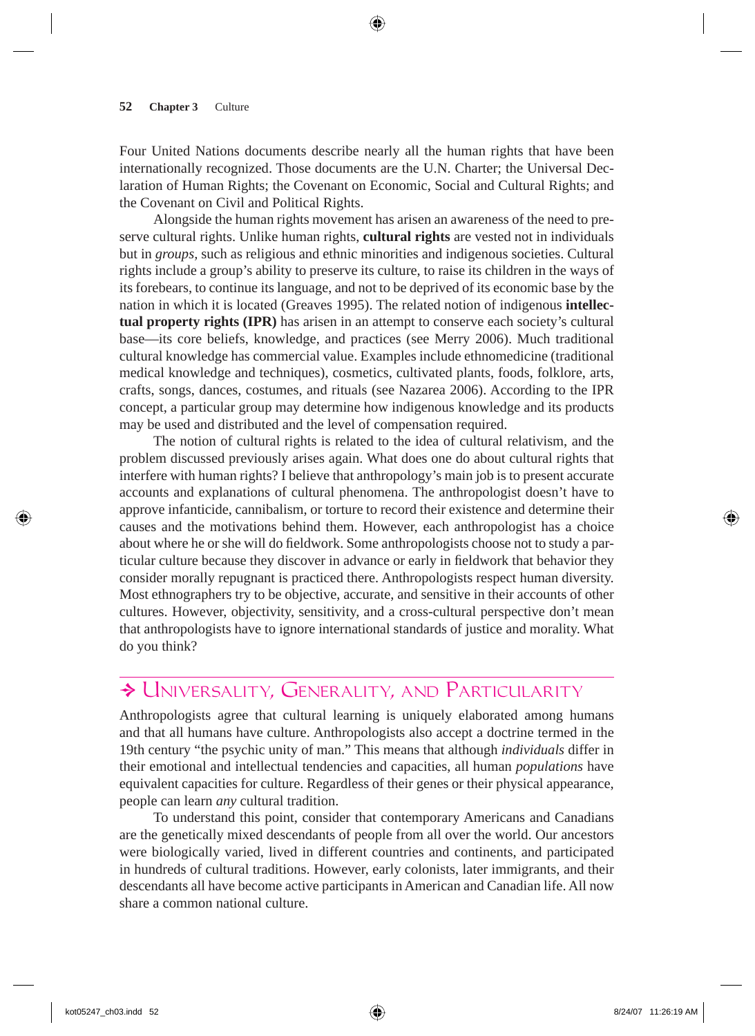Four United Nations documents describe nearly all the human rights that have been internationally recognized. Those documents are the U.N. Charter; the Universal Declaration of Human Rights; the Covenant on Economic, Social and Cultural Rights; and the Covenant on Civil and Political Rights.

Alongside the human rights movement has arisen an awareness of the need to preserve cultural rights. Unlike human rights, **cultural rights** are vested not in individuals but in *groups*, such as religious and ethnic minorities and indigenous societies. Cultural rights include a group's ability to preserve its culture, to raise its children in the ways of its forebears, to continue its language, and not to be deprived of its economic base by the nation in which it is located (Greaves 1995). The related notion of indigenous **intellectual property rights (IPR)** has arisen in an attempt to conserve each society's cultural base—its core beliefs, knowledge, and practices (see Merry 2006). Much traditional cultural knowledge has commercial value. Examples include ethnomedicine (traditional medical knowledge and techniques), cosmetics, cultivated plants, foods, folklore, arts, crafts, songs, dances, costumes, and rituals (see Nazarea 2006). According to the IPR concept, a particular group may determine how indigenous knowledge and its products may be used and distributed and the level of compensation required.

The notion of cultural rights is related to the idea of cultural relativism, and the problem discussed previously arises again. What does one do about cultural rights that interfere with human rights? I believe that anthropology's main job is to present accurate accounts and explanations of cultural phenomena. The anthropologist doesn't have to approve infanticide, cannibalism, or torture to record their existence and determine their causes and the motivations behind them. However, each anthropologist has a choice about where he or she will do fieldwork. Some anthropologists choose not to study a particular culture because they discover in advance or early in fieldwork that behavior they consider morally repugnant is practiced there. Anthropologists respect human diversity. Most ethnographers try to be objective, accurate, and sensitive in their accounts of other cultures. However, objectivity, sensitivity, and a cross-cultural perspective don't mean that anthropologists have to ignore international standards of justice and morality. What do you think?

## Universality, Generality, and Particularity

Anthropologists agree that cultural learning is uniquely elaborated among humans and that all humans have culture. Anthropologists also accept a doctrine termed in the 19th century "the psychic unity of man." This means that although *individuals* differ in their emotional and intellectual tendencies and capacities, all human *populations* have equivalent capacities for culture. Regardless of their genes or their physical appearance, people can learn *any* cultural tradition.

To understand this point, consider that contemporary Americans and Canadians are the genetically mixed descendants of people from all over the world. Our ancestors were biologically varied, lived in different countries and continents, and participated in hundreds of cultural traditions. However, early colonists, later immigrants, and their descendants all have become active participants in American and Canadian life. All now share a common national culture.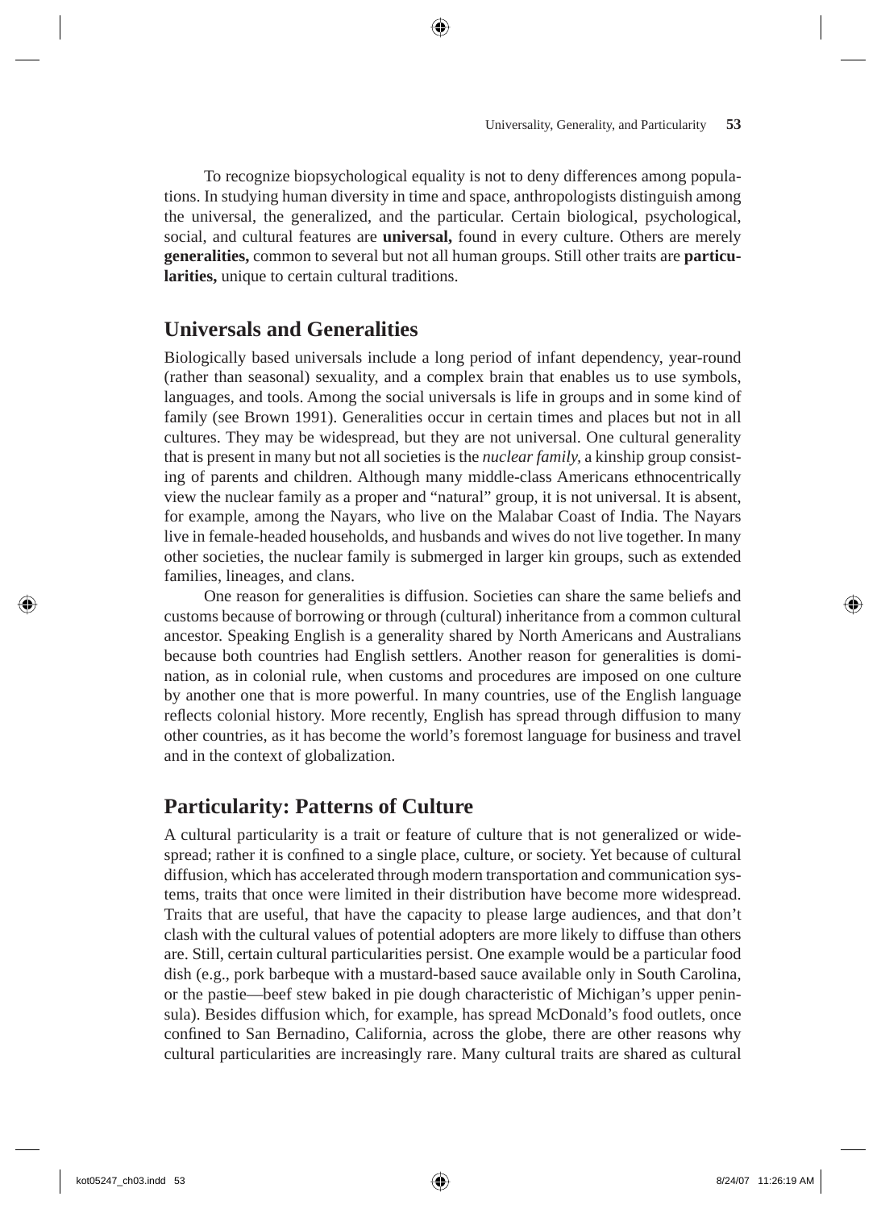To recognize biopsychological equality is not to deny differences among populations. In studying human diversity in time and space, anthropologists distinguish among the universal, the generalized, and the particular. Certain biological, psychological, social, and cultural features are **universal,** found in every culture. Others are merely **generalities,** common to several but not all human groups. Still other traits are **particularities,** unique to certain cultural traditions.

## Universals and Generalities

Biologically based universals include a long period of infant dependency, year-round (rather than seasonal) sexuality, and a complex brain that enables us to use symbols, languages, and tools. Among the social universals is life in groups and in some kind of family (see Brown 1991). Generalities occur in certain times and places but not in all cultures. They may be widespread, but they are not universal. One cultural generality that is present in many but not all societies is the *nuclear family,* a kinship group consisting of parents and children. Although many middle-class Americans ethnocentrically view the nuclear family as a proper and "natural" group, it is not universal. It is absent, for example, among the Nayars, who live on the Malabar Coast of India. The Nayars live in female-headed households, and husbands and wives do not live together. In many other societies, the nuclear family is submerged in larger kin groups, such as extended families, lineages, and clans.

One reason for generalities is diffusion. Societies can share the same beliefs and customs because of borrowing or through (cultural) inheritance from a common cultural ancestor. Speaking English is a generality shared by North Americans and Australians because both countries had English settlers. Another reason for generalities is domination, as in colonial rule, when customs and procedures are imposed on one culture by another one that is more powerful. In many countries, use of the English language reflects colonial history. More recently, English has spread through diffusion to many other countries, as it has become the world's foremost language for business and travel and in the context of globalization.

## Particularity: Patterns of Culture

A cultural particularity is a trait or feature of culture that is not generalized or widespread; rather it is confined to a single place, culture, or society. Yet because of cultural diffusion, which has accelerated through modern transportation and communication systems, traits that once were limited in their distribution have become more widespread. Traits that are useful, that have the capacity to please large audiences, and that don't clash with the cultural values of potential adopters are more likely to diffuse than others are. Still, certain cultural particularities persist. One example would be a particular food dish (e.g., pork barbeque with a mustard-based sauce available only in South Carolina, or the pastie—beef stew baked in pie dough characteristic of Michigan's upper peninsula). Besides diffusion which, for example, has spread McDonald's food outlets, once confined to San Bernadino, California, across the globe, there are other reasons why cultural particularities are increasingly rare. Many cultural traits are shared as cultural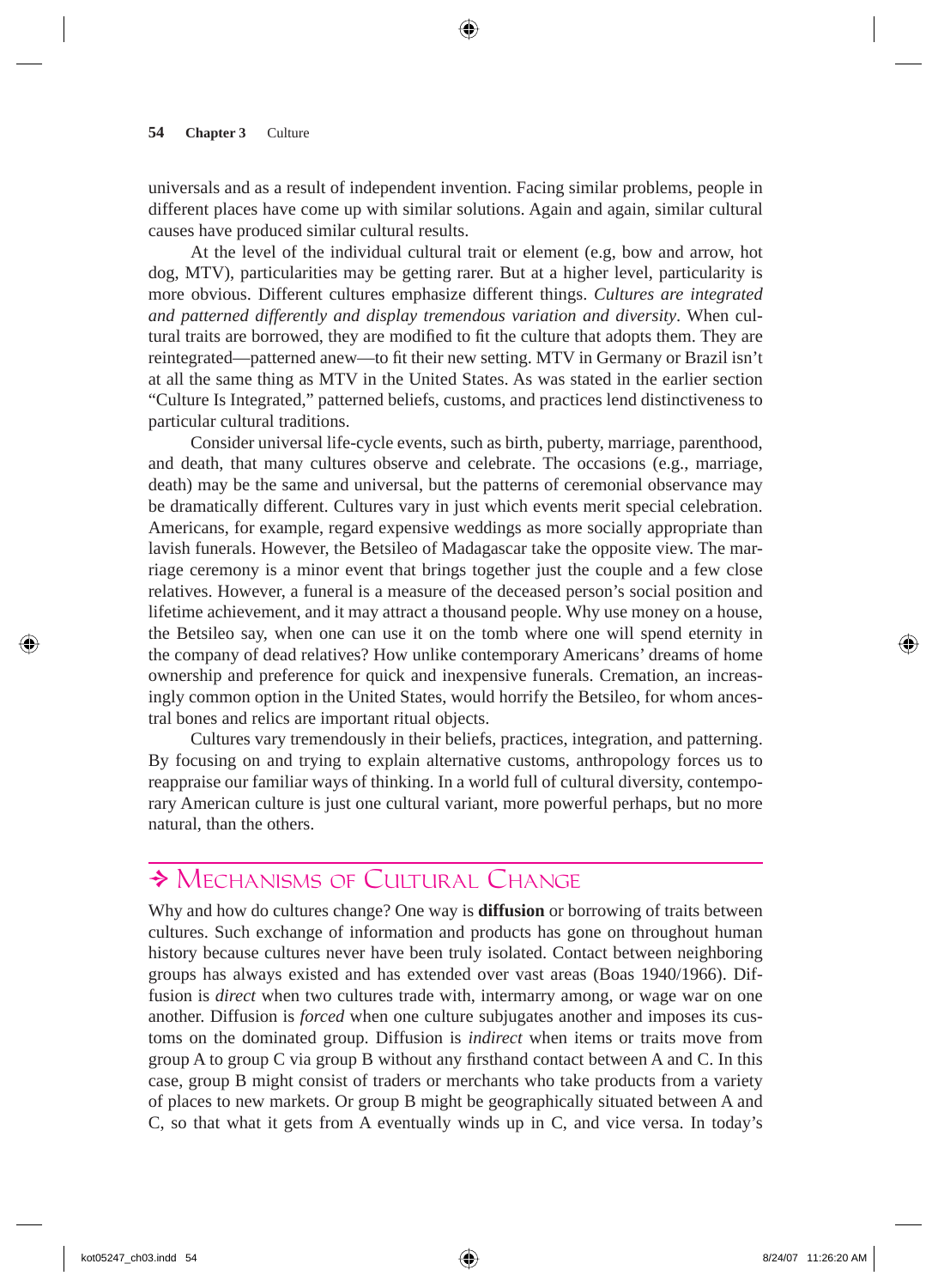universals and as a result of independent invention. Facing similar problems, people in different places have come up with similar solutions. Again and again, similar cultural causes have produced similar cultural results.

At the level of the individual cultural trait or element (e.g, bow and arrow, hot dog, MTV), particularities may be getting rarer. But at a higher level, particularity is more obvious. Different cultures emphasize different things. *Cultures are integrated and patterned differently and display tremendous variation and diversity*. When cultural traits are borrowed, they are modified to fit the culture that adopts them. They are reintegrated—patterned anew—to fit their new setting. MTV in Germany or Brazil isn't at all the same thing as MTV in the United States. As was stated in the earlier section "Culture Is Integrated," patterned beliefs, customs, and practices lend distinctiveness to particular cultural traditions.

Consider universal life-cycle events, such as birth, puberty, marriage, parenthood, and death, that many cultures observe and celebrate. The occasions (e.g., marriage, death) may be the same and universal, but the patterns of ceremonial observance may be dramatically different. Cultures vary in just which events merit special celebration. Americans, for example, regard expensive weddings as more socially appropriate than lavish funerals. However, the Betsileo of Madagascar take the opposite view. The marriage ceremony is a minor event that brings together just the couple and a few close relatives. However, a funeral is a measure of the deceased person's social position and lifetime achievement, and it may attract a thousand people. Why use money on a house, the Betsileo say, when one can use it on the tomb where one will spend eternity in the company of dead relatives? How unlike contemporary Americans' dreams of home ownership and preference for quick and inexpensive funerals. Cremation, an increasingly common option in the United States, would horrify the Betsileo, for whom ancestral bones and relics are important ritual objects.

Cultures vary tremendously in their beliefs, practices, integration, and patterning. By focusing on and trying to explain alternative customs, anthropology forces us to reappraise our familiar ways of thinking. In a world full of cultural diversity, contemporary American culture is just one cultural variant, more powerful perhaps, but no more natural, than the others.

## Mechanisms of Cultural Change

Why and how do cultures change? One way is **diffusion** or borrowing of traits between cultures. Such exchange of information and products has gone on throughout human history because cultures never have been truly isolated. Contact between neighboring groups has always existed and has extended over vast areas (Boas 1940/1966). Diffusion is *direct* when two cultures trade with, intermarry among, or wage war on one another. Diffusion is *forced* when one culture subjugates another and imposes its customs on the dominated group. Diffusion is *indirect* when items or traits move from group A to group C via group B without any firsthand contact between A and C. In this case, group B might consist of traders or merchants who take products from a variety of places to new markets. Or group B might be geographically situated between A and C, so that what it gets from A eventually winds up in C, and vice versa. In today's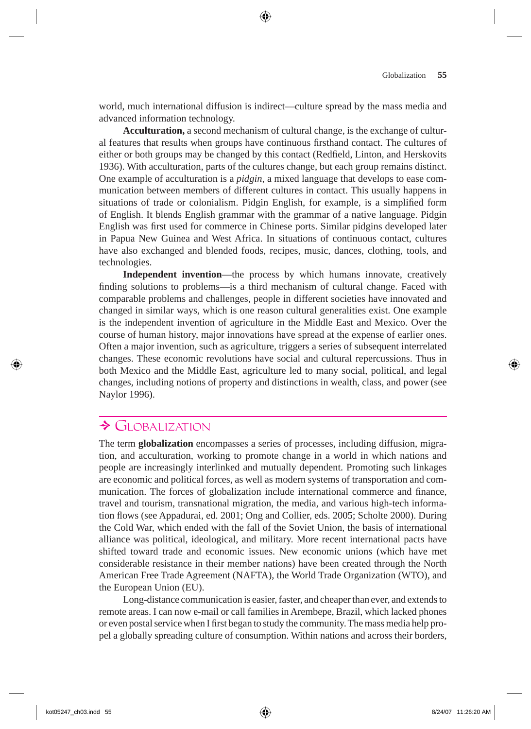world, much international diffusion is indirect—culture spread by the mass media and advanced information technology.

**Acculturation,** a second mechanism of cultural change, is the exchange of cultural features that results when groups have continuous firsthand contact. The cultures of either or both groups may be changed by this contact (Redfield, Linton, and Herskovits 1936). With acculturation, parts of the cultures change, but each group remains distinct. One example of acculturation is a *pidgin,* a mixed language that develops to ease communication between members of different cultures in contact. This usually happens in situations of trade or colonialism. Pidgin English, for example, is a simplified form of English. It blends English grammar with the grammar of a native language. Pidgin English was first used for commerce in Chinese ports. Similar pidgins developed later in Papua New Guinea and West Africa. In situations of continuous contact, cultures have also exchanged and blended foods, recipes, music, dances, clothing, tools, and technologies.

**Independent invention**—the process by which humans innovate, creatively finding solutions to problems—is a third mechanism of cultural change. Faced with comparable problems and challenges, people in different societies have innovated and changed in similar ways, which is one reason cultural generalities exist. One example is the independent invention of agriculture in the Middle East and Mexico. Over the course of human history, major innovations have spread at the expense of earlier ones. Often a major invention, such as agriculture, triggers a series of subsequent interrelated changes. These economic revolutions have social and cultural repercussions. Thus in both Mexico and the Middle East, agriculture led to many social, political, and legal changes, including notions of property and distinctions in wealth, class, and power (see Naylor 1996).

## Globalization

The term **globalization** encompasses a series of processes, including diffusion, migration, and acculturation, working to promote change in a world in which nations and people are increasingly interlinked and mutually dependent. Promoting such linkages are economic and political forces, as well as modern systems of transportation and communication. The forces of globalization include international commerce and finance, travel and tourism, transnational migration, the media, and various high-tech information flows (see Appadurai, ed. 2001; Ong and Collier, eds. 2005; Scholte 2000). During the Cold War, which ended with the fall of the Soviet Union, the basis of international alliance was political, ideological, and military. More recent international pacts have shifted toward trade and economic issues. New economic unions (which have met considerable resistance in their member nations) have been created through the North American Free Trade Agreement (NAFTA), the World Trade Organization (WTO), and the European Union (EU).

Long-distance communication is easier, faster, and cheaper than ever, and extends to remote areas. I can now e-mail or call families in Arembepe, Brazil, which lacked phones or even postal service when I first began to study the community. The mass media help propel a globally spreading culture of consumption. Within nations and across their borders,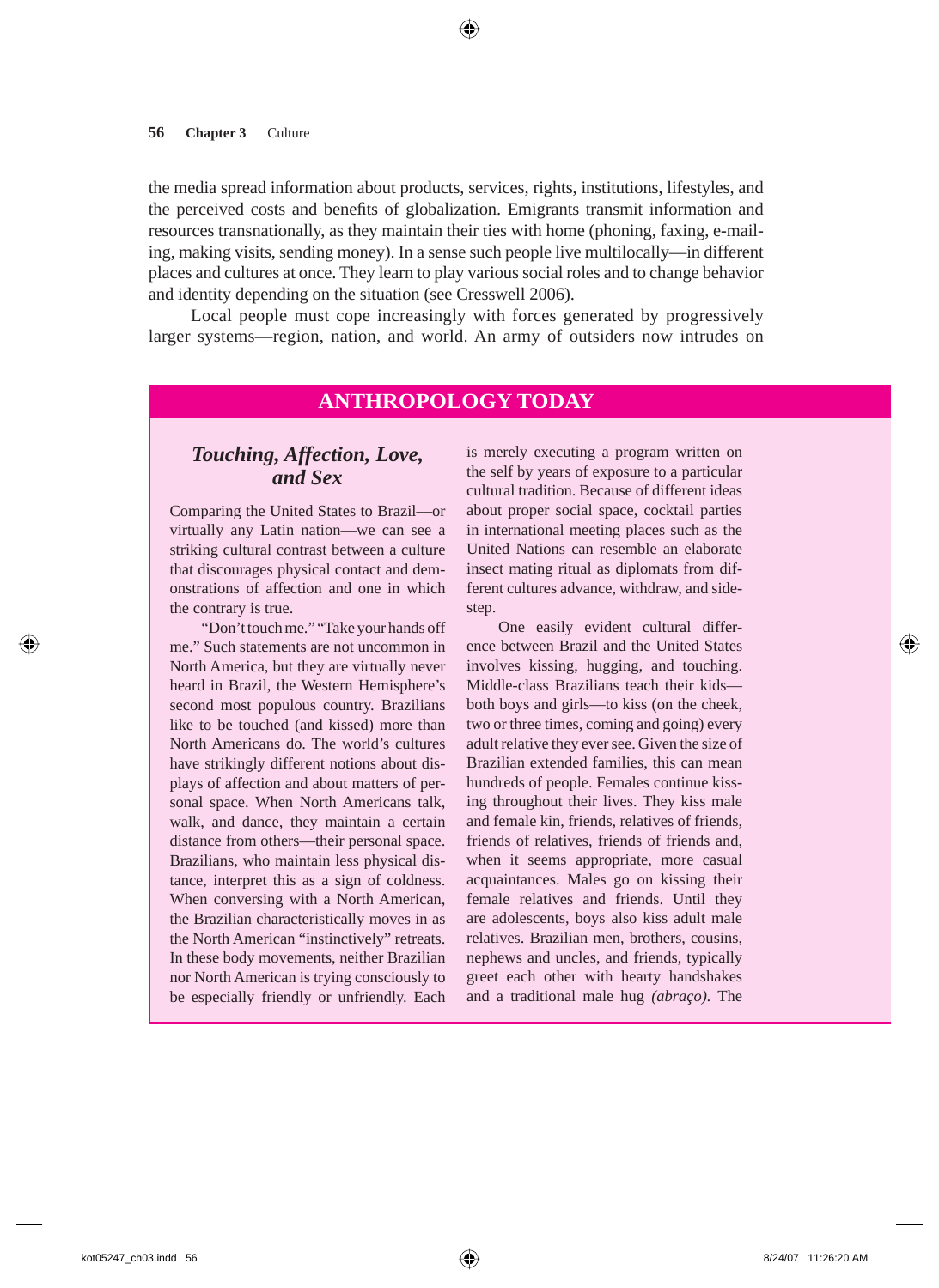the media spread information about products, services, rights, institutions, lifestyles, and the perceived costs and benefits of globalization. Emigrants transmit information and resources transnationally, as they maintain their ties with home (phoning, faxing, e-mailing, making visits, sending money). In a sense such people live multilocally—in different places and cultures at once. They learn to play various social roles and to change behavior and identity depending on the situation (see Cresswell 2006).

Local people must cope increasingly with forces generated by progressively larger systems—region, nation, and world. An army of outsiders now intrudes on

## ANTHROPOLOGY TODAY

### *Touching, Affection, Love, and Sex*

Comparing the United States to Brazil—or virtually any Latin nation—we can see a striking cultural contrast between a culture that discourages physical contact and demonstrations of affection and one in which the contrary is true.

"Don't touch me." "Take your hands off me." Such statements are not uncommon in North America, but they are virtually never heard in Brazil, the Western Hemisphere's second most populous country. Brazilians like to be touched (and kissed) more than North Americans do. The world's cultures have strikingly different notions about displays of affection and about matters of personal space. When North Americans talk, walk, and dance, they maintain a certain distance from others—their personal space. Brazilians, who maintain less physical distance, interpret this as a sign of coldness. When conversing with a North American, the Brazilian characteristically moves in as the North American "instinctively" retreats. In these body movements, neither Brazilian nor North American is trying consciously to be especially friendly or unfriendly. Each is merely executing a program written on the self by years of exposure to a particular cultural tradition. Because of different ideas about proper social space, cocktail parties in international meeting places such as the United Nations can resemble an elaborate insect mating ritual as diplomats from different cultures advance, withdraw, and sidestep.

One easily evident cultural difference between Brazil and the United States involves kissing, hugging, and touching. Middle-class Brazilians teach their kids—both boys and girls—to kiss (on the cheek, two or three times, coming and going) every adult relative they ever see. Given the size of Brazilian extended families, this can mean hundreds of people. Females continue kissing throughout their lives. They kiss male and female kin, friends, relatives of friends, friends of relatives, friends of friends and, when it seems appropriate, more casual acquaintances. Males go on kissing their female relatives and friends. Until they are adolescents, boys also kiss adult male relatives. Brazilian men, brothers, cousins, nephews and uncles, and friends, typically greet each other with hearty handshakes and a traditional male hug *(abraço)*. The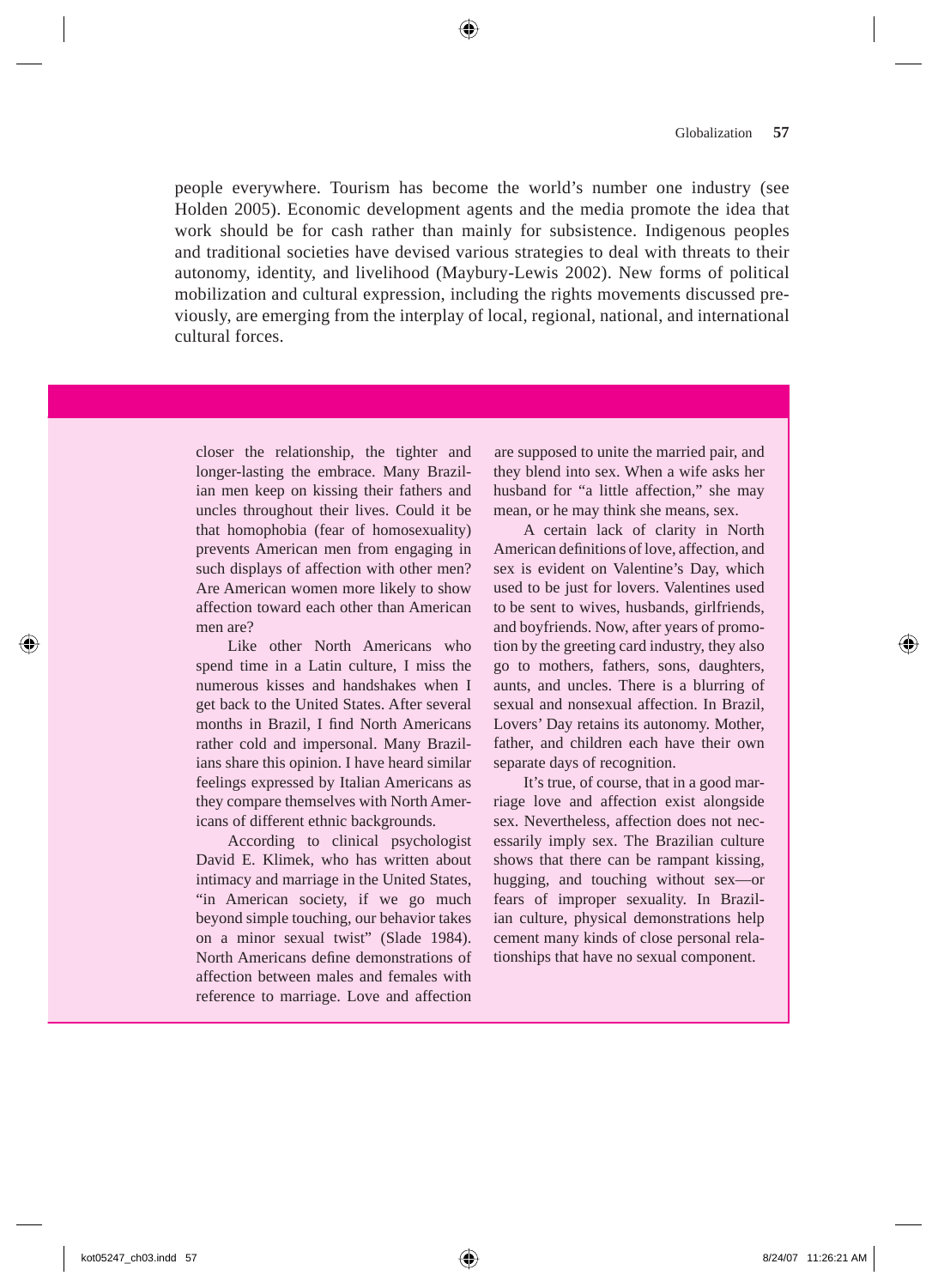people everywhere. Tourism has become the world's number one industry (see Holden 2005). Economic development agents and the media promote the idea that work should be for cash rather than mainly for subsistence. Indigenous peoples and traditional societies have devised various strategies to deal with threats to their autonomy, identity, and livelihood (Maybury-Lewis 2002). New forms of political mobilization and cultural expression, including the rights movements discussed previously, are emerging from the interplay of local, regional, national, and international cultural forces.

closer the relationship, the tighter and longer-lasting the embrace. Many Brazilian men keep on kissing their fathers and uncles throughout their lives. Could it be that homophobia (fear of homosexuality) prevents American men from engaging in such displays of affection with other men? Are American women more likely to show affection toward each other than American men are?

Like other North Americans who spend time in a Latin culture, I miss the numerous kisses and handshakes when I get back to the United States. After several months in Brazil, I find North Americans rather cold and impersonal. Many Brazilians share this opinion. I have heard similar feelings expressed by Italian Americans as they compare themselves with North Americans of different ethnic backgrounds.

According to clinical psychologist David E. Klimek, who has written about intimacy and marriage in the United States, "in American society, if we go much beyond simple touching, our behavior takes on a minor sexual twist" (Slade 1984). North Americans define demonstrations of affection between males and females with reference to marriage. Love and affection are supposed to unite the married pair, and they blend into sex. When a wife asks her husband for "a little affection," she may mean, or he may think she means, sex.

A certain lack of clarity in North American definitions of love, affection, and sex is evident on Valentine's Day, which used to be just for lovers. Valentines used to be sent to wives, husbands, girlfriends, and boyfriends. Now, after years of promotion by the greeting card industry, they also go to mothers, fathers, sons, daughters, aunts, and uncles. There is a blurring of sexual and nonsexual affection. In Brazil, Lovers' Day retains its autonomy. Mother, father, and children each have their own separate days of recognition.

It's true, of course, that in a good marriage love and affection exist alongside sex. Nevertheless, affection does not necessarily imply sex. The Brazilian culture shows that there can be rampant kissing, hugging, and touching without sex—or fears of improper sexuality. In Brazilian culture, physical demonstrations help cement many kinds of close personal relationships that have no sexual component.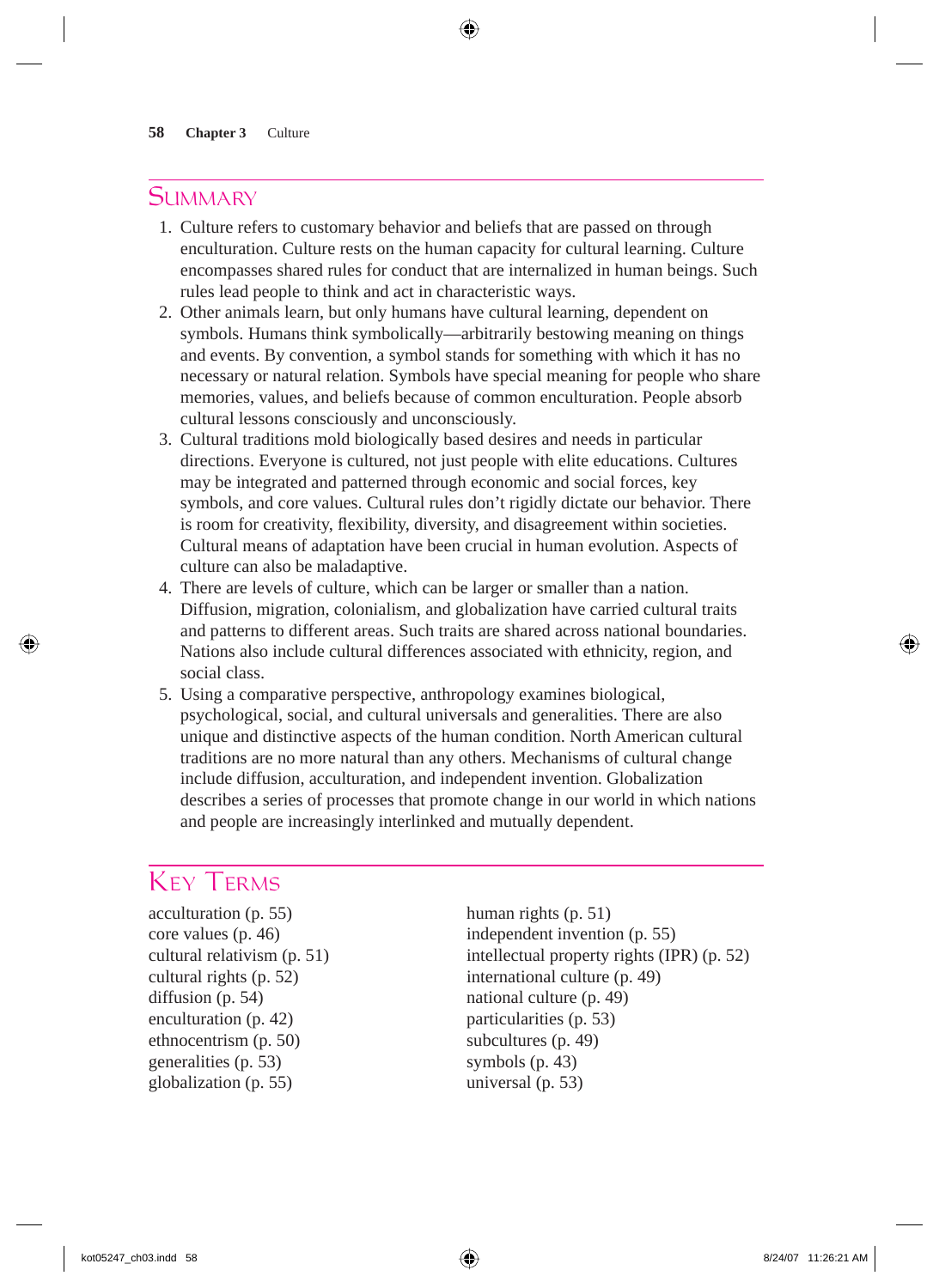## Summary

1. Culture refers to customary behavior and beliefs that are passed on through enculturation. Culture rests on the human capacity for cultural learning. Culture encompasses shared rules for conduct that are internalized in human beings. Such rules lead people to think and act in characteristic ways.
2. Other animals learn, but only humans have cultural learning, dependent on symbols. Humans think symbolically—arbitrarily bestowing meaning on things and events. By convention, a symbol stands for something with which it has no necessary or natural relation. Symbols have special meaning for people who share memories, values, and beliefs because of common enculturation. People absorb cultural lessons consciously and unconsciously.
3. Cultural traditions mold biologically based desires and needs in particular directions. Everyone is cultured, not just people with elite educations. Cultures may be integrated and patterned through economic and social forces, key symbols, and core values. Cultural rules don't rigidly dictate our behavior. There is room for creativity, flexibility, diversity, and disagreement within societies. Cultural means of adaptation have been crucial in human evolution. Aspects of culture can also be maladaptive.
4. There are levels of culture, which can be larger or smaller than a nation. Diffusion, migration, colonialism, and globalization have carried cultural traits and patterns to different areas. Such traits are shared across national boundaries. Nations also include cultural differences associated with ethnicity, region, and social class.
5. Using a comparative perspective, anthropology examines biological, psychological, social, and cultural universals and generalities. There are also unique and distinctive aspects of the human condition. North American cultural traditions are no more natural than any others. Mechanisms of cultural change include diffusion, acculturation, and independent invention. Globalization describes a series of processes that promote change in our world in which nations and people are increasingly interlinked and mutually dependent.

## Key Terms

acculturation (p. 55)
core values (p. 46)
cultural relativism (p. 51)
cultural rights (p. 52)
diffusion (p. 54)
enculturation (p. 42)
ethnocentrism (p. 50)
generalities (p. 53)
globalization (p. 55)
human rights (p. 51)
independent invention (p. 55)
intellectual property rights (IPR) (p. 52)
international culture (p. 49)
national culture (p. 49)
particularities (p. 53)
subcultures (p. 49)
symbols (p. 43)
universal (p. 53)